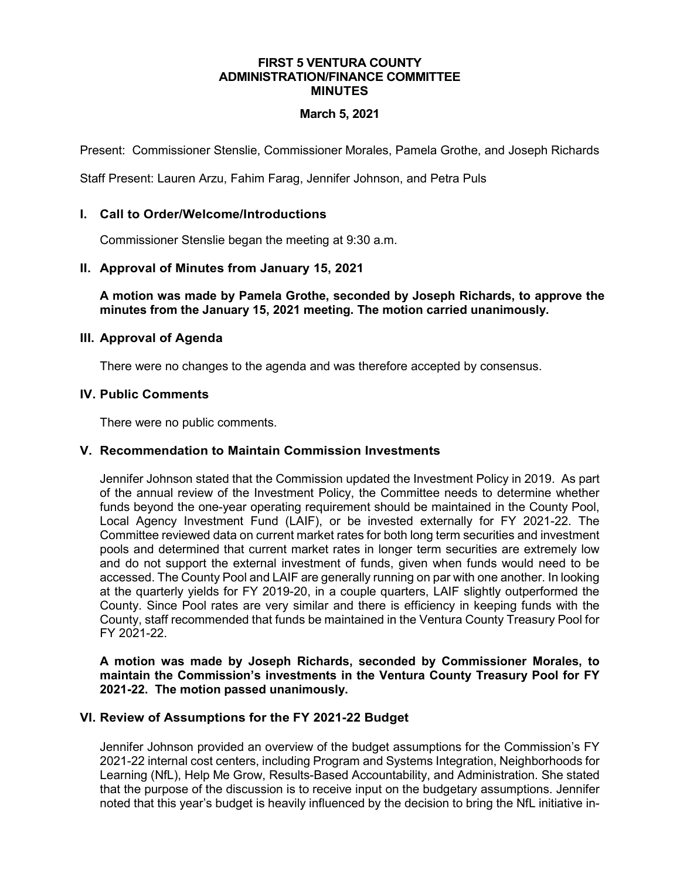# FIRST 5 VENTURA COUNTY
# ADMINISTRATION/FINANCE COMMITTEE
# MINUTES

**March 5, 2021**

Present: Commissioner Stenslie, Commissioner Morales, Pamela Grothe, and Joseph Richards

Staff Present: Lauren Arzu, Fahim Farag, Jennifer Johnson, and Petra Puls

## I. Call to Order/Welcome/Introductions

Commissioner Stenslie began the meeting at 9:30 a.m.

## II. Approval of Minutes from January 15, 2021

**A motion was made by Pamela Grothe, seconded by Joseph Richards, to approve the minutes from the January 15, 2021 meeting. The motion carried unanimously.**

## III. Approval of Agenda

There were no changes to the agenda and was therefore accepted by consensus.

## IV. Public Comments

There were no public comments.

## V. Recommendation to Maintain Commission Investments

Jennifer Johnson stated that the Commission updated the Investment Policy in 2019. As part of the annual review of the Investment Policy, the Committee needs to determine whether funds beyond the one-year operating requirement should be maintained in the County Pool, Local Agency Investment Fund (LAIF), or be invested externally for FY 2021-22. The Committee reviewed data on current market rates for both long term securities and investment pools and determined that current market rates in longer term securities are extremely low and do not support the external investment of funds, given when funds would need to be accessed. The County Pool and LAIF are generally running on par with one another. In looking at the quarterly yields for FY 2019-20, in a couple quarters, LAIF slightly outperformed the County. Since Pool rates are very similar and there is efficiency in keeping funds with the County, staff recommended that funds be maintained in the Ventura County Treasury Pool for FY 2021-22.

**A motion was made by Joseph Richards, seconded by Commissioner Morales, to maintain the Commission's investments in the Ventura County Treasury Pool for FY 2021-22. The motion passed unanimously.**

## VI. Review of Assumptions for the FY 2021-22 Budget

Jennifer Johnson provided an overview of the budget assumptions for the Commission's FY 2021-22 internal cost centers, including Program and Systems Integration, Neighborhoods for Learning (NfL), Help Me Grow, Results-Based Accountability, and Administration. She stated that the purpose of the discussion is to receive input on the budgetary assumptions. Jennifer noted that this year's budget is heavily influenced by the decision to bring the NfL initiative in-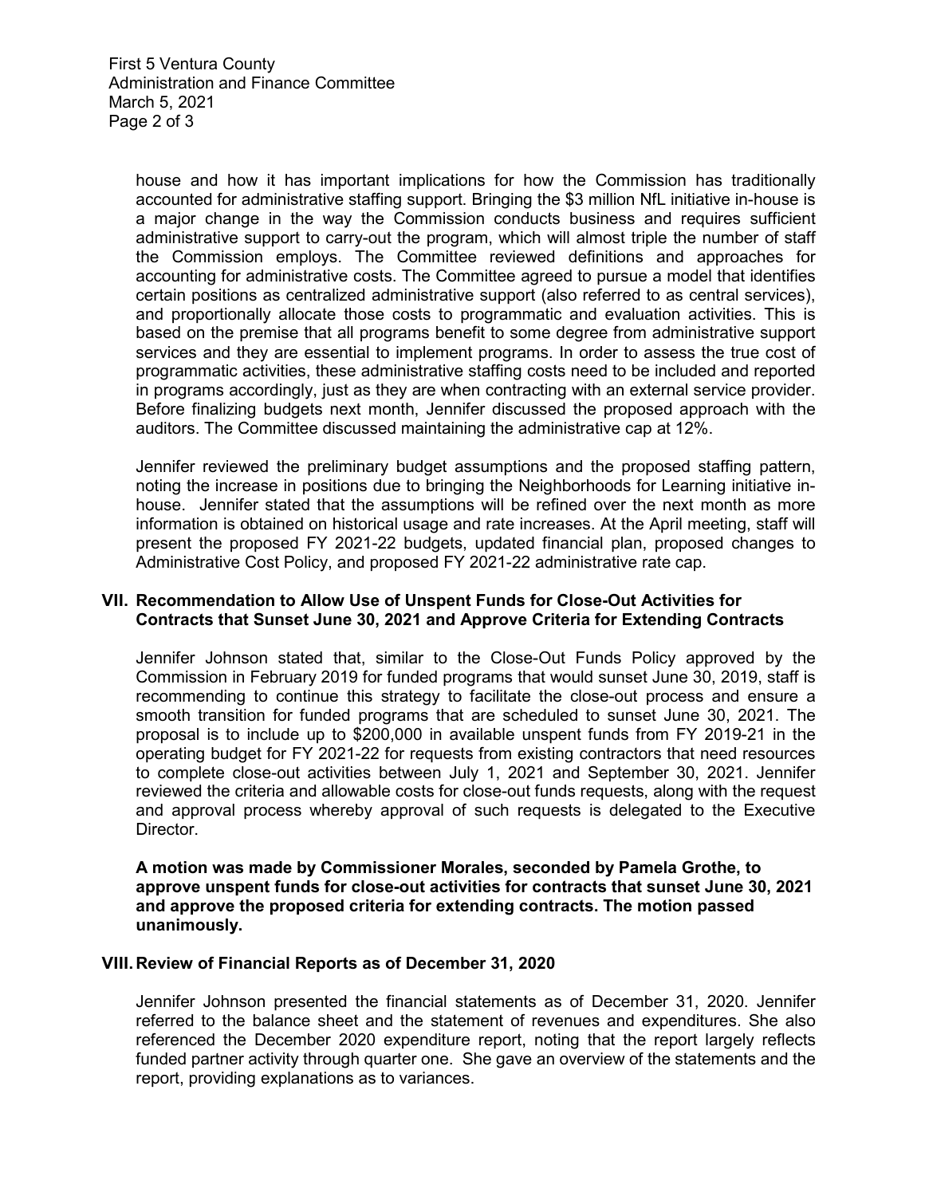house and how it has important implications for how the Commission has traditionally accounted for administrative staffing support. Bringing the $3 million NfL initiative in-house is a major change in the way the Commission conducts business and requires sufficient administrative support to carry-out the program, which will almost triple the number of staff the Commission employs. The Committee reviewed definitions and approaches for accounting for administrative costs. The Committee agreed to pursue a model that identifies certain positions as centralized administrative support (also referred to as central services), and proportionally allocate those costs to programmatic and evaluation activities. This is based on the premise that all programs benefit to some degree from administrative support services and they are essential to implement programs. In order to assess the true cost of programmatic activities, these administrative staffing costs need to be included and reported in programs accordingly, just as they are when contracting with an external service provider. Before finalizing budgets next month, Jennifer discussed the proposed approach with the auditors. The Committee discussed maintaining the administrative cap at 12%.

Jennifer reviewed the preliminary budget assumptions and the proposed staffing pattern, noting the increase in positions due to bringing the Neighborhoods for Learning initiative in-house. Jennifer stated that the assumptions will be refined over the next month as more information is obtained on historical usage and rate increases. At the April meeting, staff will present the proposed FY 2021-22 budgets, updated financial plan, proposed changes to Administrative Cost Policy, and proposed FY 2021-22 administrative rate cap.

## VII. Recommendation to Allow Use of Unspent Funds for Close-Out Activities for Contracts that Sunset June 30, 2021 and Approve Criteria for Extending Contracts

Jennifer Johnson stated that, similar to the Close-Out Funds Policy approved by the Commission in February 2019 for funded programs that would sunset June 30, 2019, staff is recommending to continue this strategy to facilitate the close-out process and ensure a smooth transition for funded programs that are scheduled to sunset June 30, 2021. The proposal is to include up to $200,000 in available unspent funds from FY 2019-21 in the operating budget for FY 2021-22 for requests from existing contractors that need resources to complete close-out activities between July 1, 2021 and September 30, 2021. Jennifer reviewed the criteria and allowable costs for close-out funds requests, along with the request and approval process whereby approval of such requests is delegated to the Executive Director.

**A motion was made by Commissioner Morales, seconded by Pamela Grothe, to approve unspent funds for close-out activities for contracts that sunset June 30, 2021 and approve the proposed criteria for extending contracts. The motion passed unanimously.**

## VIII. Review of Financial Reports as of December 31, 2020

Jennifer Johnson presented the financial statements as of December 31, 2020. Jennifer referred to the balance sheet and the statement of revenues and expenditures. She also referenced the December 2020 expenditure report, noting that the report largely reflects funded partner activity through quarter one. She gave an overview of the statements and the report, providing explanations as to variances.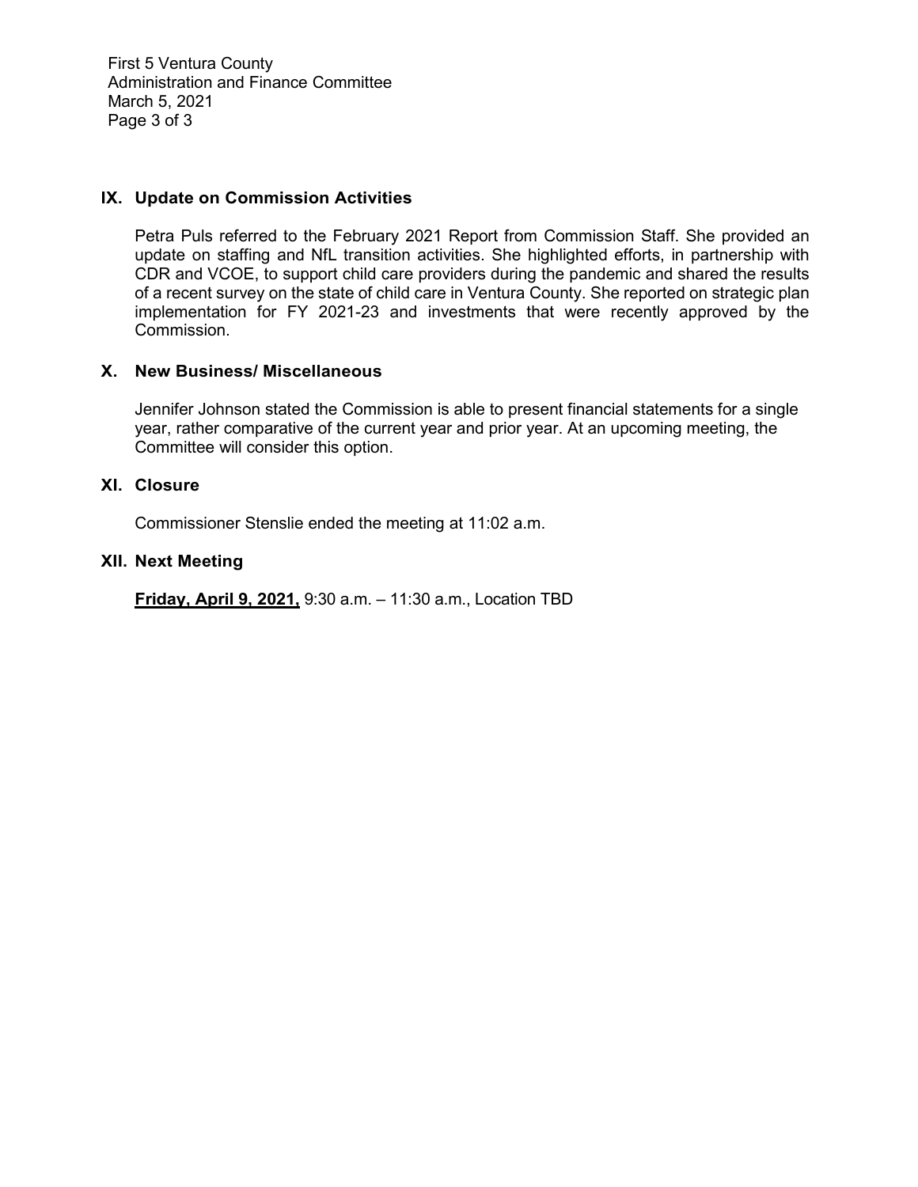## IX. Update on Commission Activities

Petra Puls referred to the February 2021 Report from Commission Staff. She provided an update on staffing and NfL transition activities. She highlighted efforts, in partnership with CDR and VCOE, to support child care providers during the pandemic and shared the results of a recent survey on the state of child care in Ventura County. She reported on strategic plan implementation for FY 2021-23 and investments that were recently approved by the Commission.

## X. New Business/ Miscellaneous

Jennifer Johnson stated the Commission is able to present financial statements for a single year, rather comparative of the current year and prior year. At an upcoming meeting, the Committee will consider this option.

## XI. Closure

Commissioner Stenslie ended the meeting at 11:02 a.m.

## XII. Next Meeting

**Friday, April 9, 2021,** 9:30 a.m. – 11:30 a.m., Location TBD